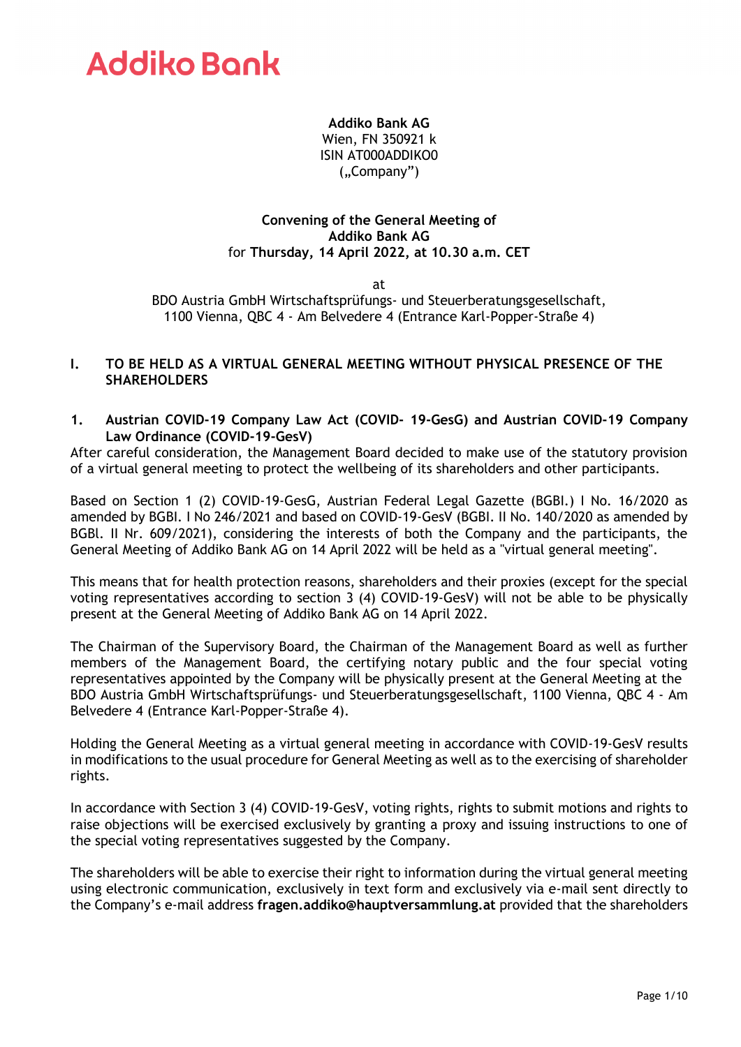# Addiko Bank

**Addiko Bank AG**
Wien, FN 350921 k
ISIN AT000ADDIKO0
(„Company")

**Convening of the General Meeting of**
**Addiko Bank AG**
for **Thursday, 14 April 2022, at 10.30 a.m. CET**

at

BDO Austria GmbH Wirtschaftsprüfungs- und Steuerberatungsgesellschaft,
1100 Vienna, QBC 4 - Am Belvedere 4 (Entrance Karl-Popper-Straße 4)

## I. TO BE HELD AS A VIRTUAL GENERAL MEETING WITHOUT PHYSICAL PRESENCE OF THE SHAREHOLDERS

### 1. Austrian COVID-19 Company Law Act (COVID- 19-GesG) and Austrian COVID-19 Company Law Ordinance (COVID-19-GesV)

After careful consideration, the Management Board decided to make use of the statutory provision of a virtual general meeting to protect the wellbeing of its shareholders and other participants.

Based on Section 1 (2) COVID-19-GesG, Austrian Federal Legal Gazette (BGBI.) I No. 16/2020 as amended by BGBI. I No 246/2021 and based on COVID-19-GesV (BGBI. II No. 140/2020 as amended by BGBl. II Nr. 609/2021), considering the interests of both the Company and the participants, the General Meeting of Addiko Bank AG on 14 April 2022 will be held as a "virtual general meeting".

This means that for health protection reasons, shareholders and their proxies (except for the special voting representatives according to section 3 (4) COVID-19-GesV) will not be able to be physically present at the General Meeting of Addiko Bank AG on 14 April 2022.

The Chairman of the Supervisory Board, the Chairman of the Management Board as well as further members of the Management Board, the certifying notary public and the four special voting representatives appointed by the Company will be physically present at the General Meeting at the BDO Austria GmbH Wirtschaftsprüfungs- und Steuerberatungsgesellschaft, 1100 Vienna, QBC 4 - Am Belvedere 4 (Entrance Karl-Popper-Straße 4).

Holding the General Meeting as a virtual general meeting in accordance with COVID-19-GesV results in modifications to the usual procedure for General Meeting as well as to the exercising of shareholder rights.

In accordance with Section 3 (4) COVID-19-GesV, voting rights, rights to submit motions and rights to raise objections will be exercised exclusively by granting a proxy and issuing instructions to one of the special voting representatives suggested by the Company.

The shareholders will be able to exercise their right to information during the virtual general meeting using electronic communication, exclusively in text form and exclusively via e-mail sent directly to the Company's e-mail address **fragen.addiko@hauptversammlung.at** provided that the shareholders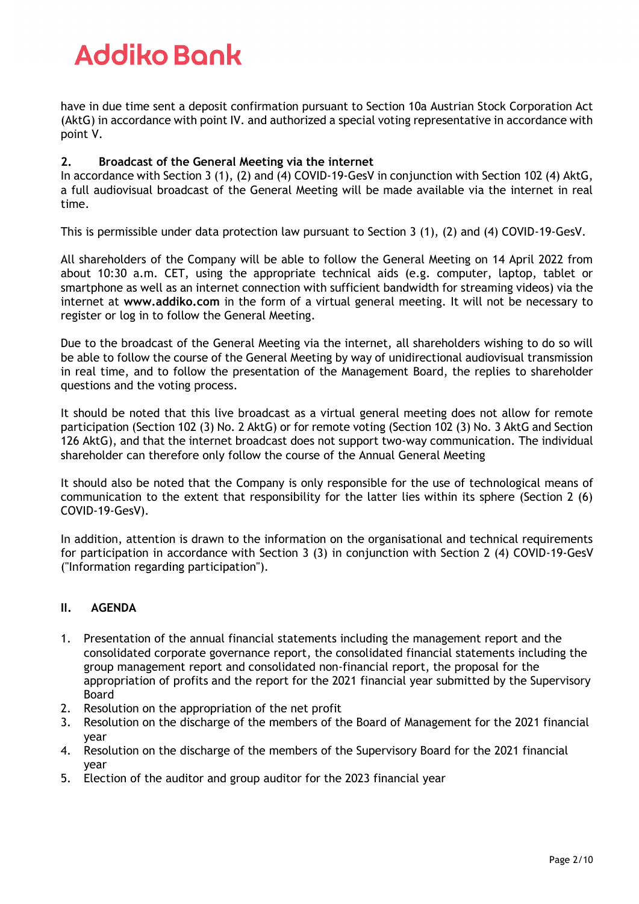have in due time sent a deposit confirmation pursuant to Section 10a Austrian Stock Corporation Act (AktG) in accordance with point IV. and authorized a special voting representative in accordance with point V.

### 2. Broadcast of the General Meeting via the internet

In accordance with Section 3 (1), (2) and (4) COVID-19-GesV in conjunction with Section 102 (4) AktG, a full audiovisual broadcast of the General Meeting will be made available via the internet in real time.

This is permissible under data protection law pursuant to Section 3 (1), (2) and (4) COVID-19-GesV.

All shareholders of the Company will be able to follow the General Meeting on 14 April 2022 from about 10:30 a.m. CET, using the appropriate technical aids (e.g. computer, laptop, tablet or smartphone as well as an internet connection with sufficient bandwidth for streaming videos) via the internet at **www.addiko.com** in the form of a virtual general meeting. It will not be necessary to register or log in to follow the General Meeting.

Due to the broadcast of the General Meeting via the internet, all shareholders wishing to do so will be able to follow the course of the General Meeting by way of unidirectional audiovisual transmission in real time, and to follow the presentation of the Management Board, the replies to shareholder questions and the voting process.

It should be noted that this live broadcast as a virtual general meeting does not allow for remote participation (Section 102 (3) No. 2 AktG) or for remote voting (Section 102 (3) No. 3 AktG and Section 126 AktG), and that the internet broadcast does not support two-way communication. The individual shareholder can therefore only follow the course of the Annual General Meeting

It should also be noted that the Company is only responsible for the use of technological means of communication to the extent that responsibility for the latter lies within its sphere (Section 2 (6) COVID-19-GesV).

In addition, attention is drawn to the information on the organisational and technical requirements for participation in accordance with Section 3 (3) in conjunction with Section 2 (4) COVID-19-GesV ("Information regarding participation").

## II. AGENDA

1. Presentation of the annual financial statements including the management report and the consolidated corporate governance report, the consolidated financial statements including the group management report and consolidated non-financial report, the proposal for the appropriation of profits and the report for the 2021 financial year submitted by the Supervisory Board
2. Resolution on the appropriation of the net profit
3. Resolution on the discharge of the members of the Board of Management for the 2021 financial year
4. Resolution on the discharge of the members of the Supervisory Board for the 2021 financial year
5. Election of the auditor and group auditor for the 2023 financial year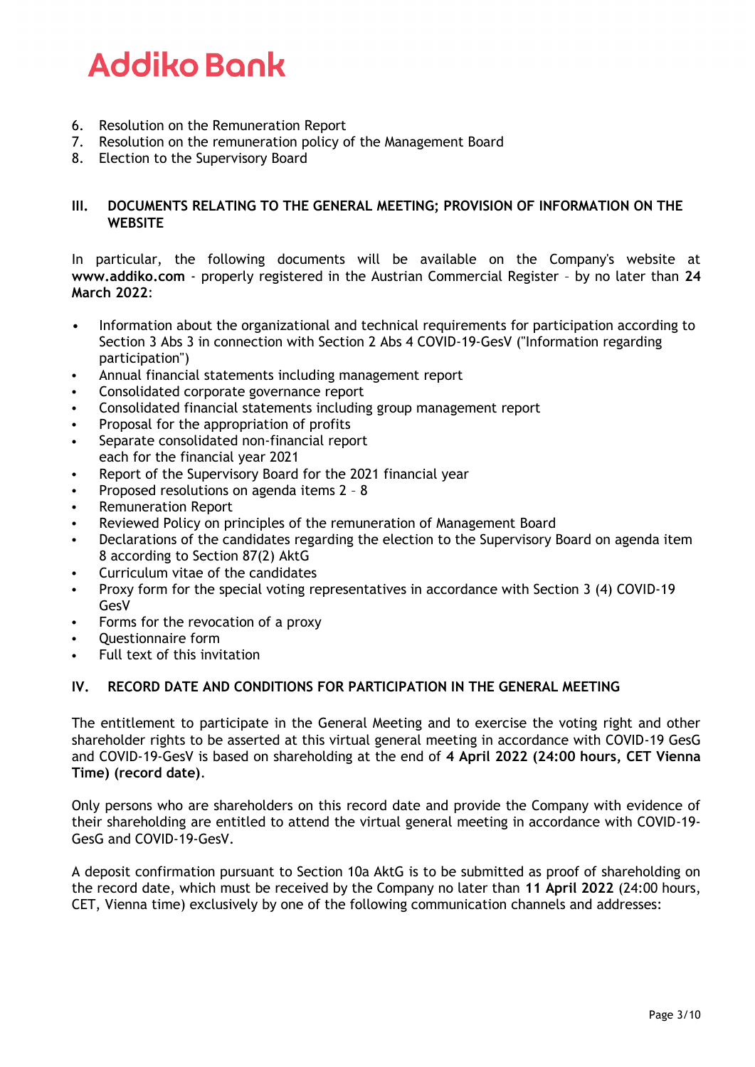6. Resolution on the Remuneration Report
7. Resolution on the remuneration policy of the Management Board
8. Election to the Supervisory Board

## III. DOCUMENTS RELATING TO THE GENERAL MEETING; PROVISION OF INFORMATION ON THE WEBSITE

In particular, the following documents will be available on the Company's website at **www.addiko.com** - properly registered in the Austrian Commercial Register – by no later than **24 March 2022**:

- Information about the organizational and technical requirements for participation according to Section 3 Abs 3 in connection with Section 2 Abs 4 COVID-19-GesV ("Information regarding participation")
- Annual financial statements including management report
- Consolidated corporate governance report
- Consolidated financial statements including group management report
- Proposal for the appropriation of profits
- Separate consolidated non-financial report
  each for the financial year 2021
- Report of the Supervisory Board for the 2021 financial year
- Proposed resolutions on agenda items 2 – 8
- Remuneration Report
- Reviewed Policy on principles of the remuneration of Management Board
- Declarations of the candidates regarding the election to the Supervisory Board on agenda item 8 according to Section 87(2) AktG
- Curriculum vitae of the candidates
- Proxy form for the special voting representatives in accordance with Section 3 (4) COVID-19 GesV
- Forms for the revocation of a proxy
- Questionnaire form
- Full text of this invitation

## IV. RECORD DATE AND CONDITIONS FOR PARTICIPATION IN THE GENERAL MEETING

The entitlement to participate in the General Meeting and to exercise the voting right and other shareholder rights to be asserted at this virtual general meeting in accordance with COVID-19 GesG and COVID-19-GesV is based on shareholding at the end of **4 April 2022 (24:00 hours, CET Vienna Time) (record date)**.

Only persons who are shareholders on this record date and provide the Company with evidence of their shareholding are entitled to attend the virtual general meeting in accordance with COVID-19-GesG and COVID-19-GesV.

A deposit confirmation pursuant to Section 10a AktG is to be submitted as proof of shareholding on the record date, which must be received by the Company no later than **11 April 2022** (24:00 hours, CET, Vienna time) exclusively by one of the following communication channels and addresses: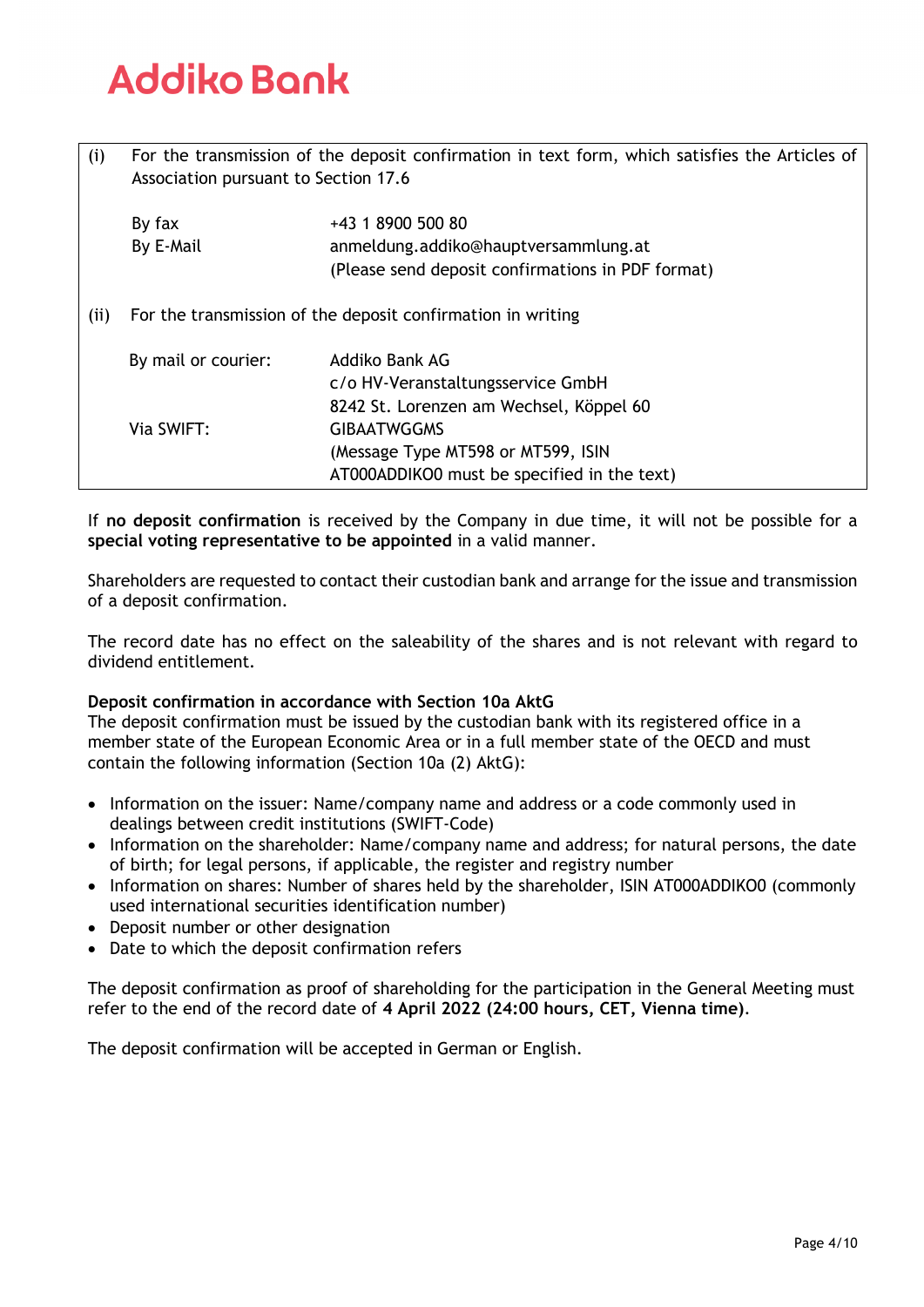| | | |
|---|---|---|
| (i) | For the transmission of the deposit confirmation in text form, which satisfies the Articles of Association pursuant to Section 17.6 | |
| | By fax | +43 1 8900 500 80 |
| | By E-Mail | anmeldung.addiko@hauptversammlung.at (Please send deposit confirmations in PDF format) |
| (ii) | For the transmission of the deposit confirmation in writing | |
| | By mail or courier: | Addiko Bank AG c/o HV-Veranstaltungsservice GmbH 8242 St. Lorenzen am Wechsel, Köppel 60 |
| | Via SWIFT: | GIBAATWGGMS (Message Type MT598 or MT599, ISIN AT000ADDIKO0 must be specified in the text) |

If **no deposit confirmation** is received by the Company in due time, it will not be possible for a **special voting representative to be appointed** in a valid manner.

Shareholders are requested to contact their custodian bank and arrange for the issue and transmission of a deposit confirmation.

The record date has no effect on the saleability of the shares and is not relevant with regard to dividend entitlement.

**Deposit confirmation in accordance with Section 10a AktG**
The deposit confirmation must be issued by the custodian bank with its registered office in a member state of the European Economic Area or in a full member state of the OECD and must contain the following information (Section 10a (2) AktG):

- Information on the issuer: Name/company name and address or a code commonly used in dealings between credit institutions (SWIFT-Code)
- Information on the shareholder: Name/company name and address; for natural persons, the date of birth; for legal persons, if applicable, the register and registry number
- Information on shares: Number of shares held by the shareholder, ISIN AT000ADDIKO0 (commonly used international securities identification number)
- Deposit number or other designation
- Date to which the deposit confirmation refers

The deposit confirmation as proof of shareholding for the participation in the General Meeting must refer to the end of the record date of **4 April 2022 (24:00 hours, CET, Vienna time)**.

The deposit confirmation will be accepted in German or English.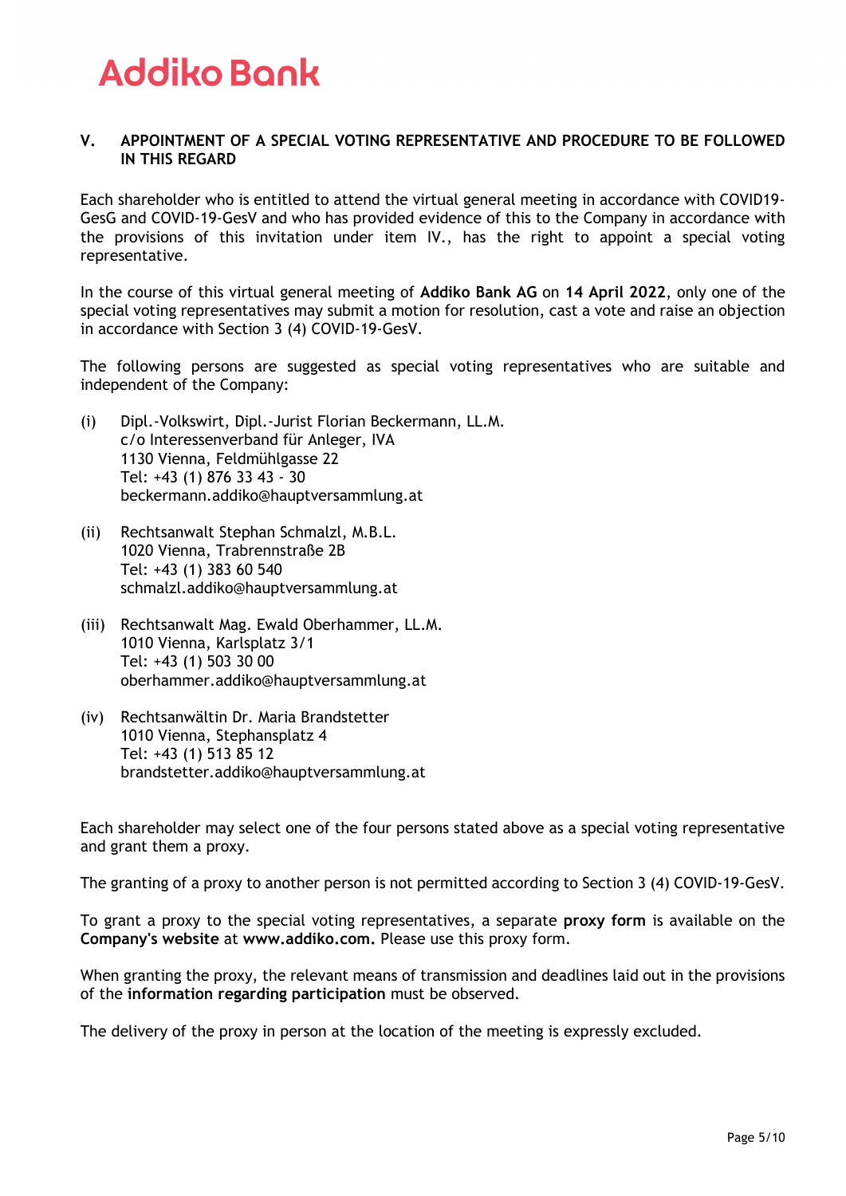## V. APPOINTMENT OF A SPECIAL VOTING REPRESENTATIVE AND PROCEDURE TO BE FOLLOWED IN THIS REGARD

Each shareholder who is entitled to attend the virtual general meeting in accordance with COVID19-GesG and COVID-19-GesV and who has provided evidence of this to the Company in accordance with the provisions of this invitation under item IV., has the right to appoint a special voting representative.

In the course of this virtual general meeting of **Addiko Bank AG** on **14 April 2022**, only one of the special voting representatives may submit a motion for resolution, cast a vote and raise an objection in accordance with Section 3 (4) COVID-19-GesV.

The following persons are suggested as special voting representatives who are suitable and independent of the Company:

(i) Dipl.-Volkswirt, Dipl.-Jurist Florian Beckermann, LL.M.
c/o Interessenverband für Anleger, IVA
1130 Vienna, Feldmühlgasse 22
Tel: +43 (1) 876 33 43 - 30
beckermann.addiko@hauptversammlung.at

(ii) Rechtsanwalt Stephan Schmalzl, M.B.L.
1020 Vienna, Trabrennstraße 2B
Tel: +43 (1) 383 60 540
schmalzl.addiko@hauptversammlung.at

(iii) Rechtsanwalt Mag. Ewald Oberhammer, LL.M.
1010 Vienna, Karlsplatz 3/1
Tel: +43 (1) 503 30 00
oberhammer.addiko@hauptversammlung.at

(iv) Rechtsanwältin Dr. Maria Brandstetter
1010 Vienna, Stephansplatz 4
Tel: +43 (1) 513 85 12
brandstetter.addiko@hauptversammlung.at

Each shareholder may select one of the four persons stated above as a special voting representative and grant them a proxy.

The granting of a proxy to another person is not permitted according to Section 3 (4) COVID-19-GesV.

To grant a proxy to the special voting representatives, a separate **proxy form** is available on the **Company's website** at **www.addiko.com.** Please use this proxy form.

When granting the proxy, the relevant means of transmission and deadlines laid out in the provisions of the **information regarding participation** must be observed.

The delivery of the proxy in person at the location of the meeting is expressly excluded.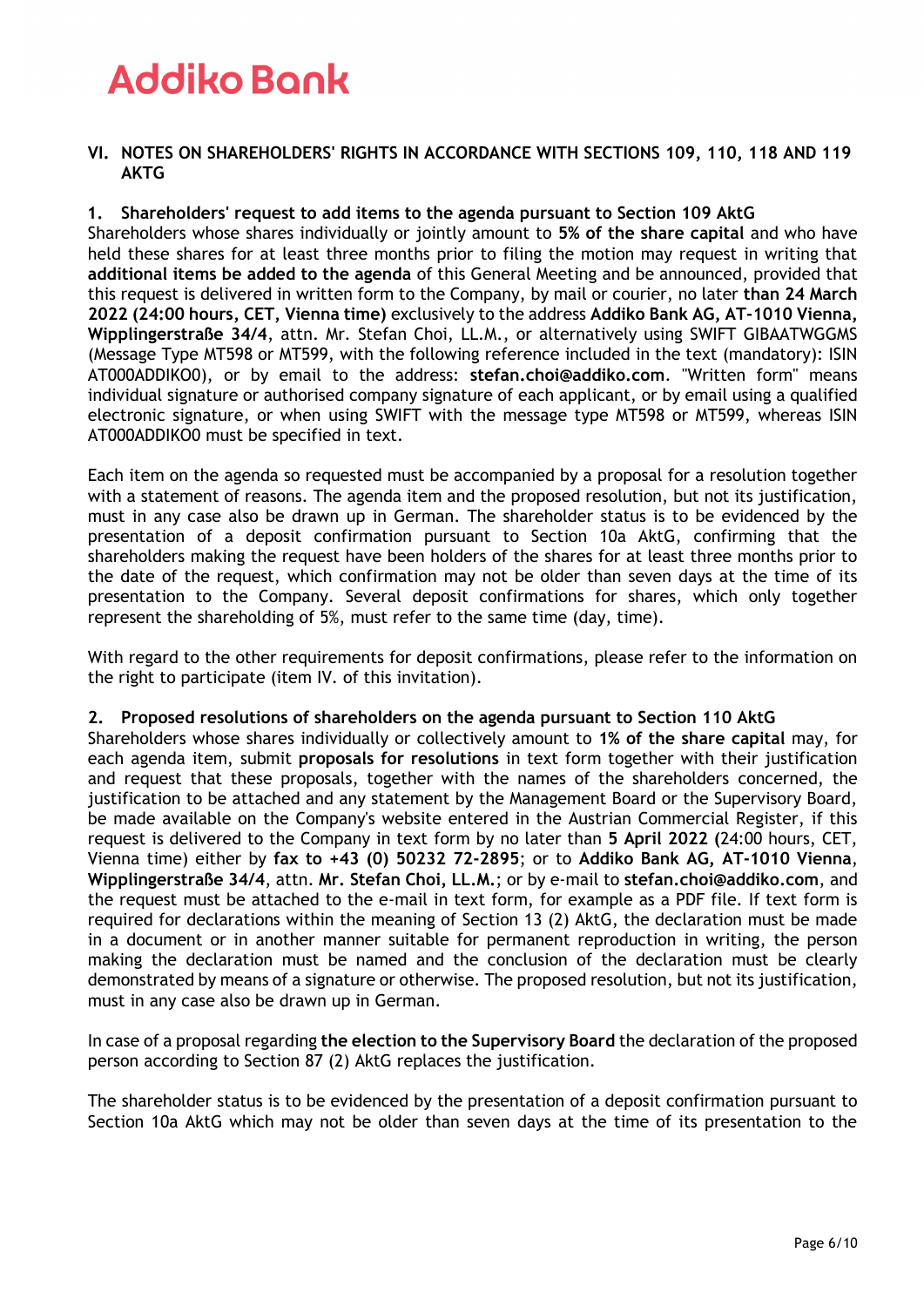## VI. NOTES ON SHAREHOLDERS' RIGHTS IN ACCORDANCE WITH SECTIONS 109, 110, 118 AND 119 AKTG

### 1. Shareholders' request to add items to the agenda pursuant to Section 109 AktG

Shareholders whose shares individually or jointly amount to **5% of the share capital** and who have held these shares for at least three months prior to filing the motion may request in writing that **additional items be added to the agenda** of this General Meeting and be announced, provided that this request is delivered in written form to the Company, by mail or courier, no later **than 24 March 2022 (24:00 hours, CET, Vienna time)** exclusively to the address **Addiko Bank AG, AT-1010 Vienna, Wipplingerstraße 34/4**, attn. Mr. Stefan Choi, LL.M., or alternatively using SWIFT GIBAATWGGMS (Message Type MT598 or MT599, with the following reference included in the text (mandatory): ISIN AT000ADDIKO0), or by email to the address: **stefan.choi@addiko.com**. "Written form" means individual signature or authorised company signature of each applicant, or by email using a qualified electronic signature, or when using SWIFT with the message type MT598 or MT599, whereas ISIN AT000ADDIKO0 must be specified in text.

Each item on the agenda so requested must be accompanied by a proposal for a resolution together with a statement of reasons. The agenda item and the proposed resolution, but not its justification, must in any case also be drawn up in German. The shareholder status is to be evidenced by the presentation of a deposit confirmation pursuant to Section 10a AktG, confirming that the shareholders making the request have been holders of the shares for at least three months prior to the date of the request, which confirmation may not be older than seven days at the time of its presentation to the Company. Several deposit confirmations for shares, which only together represent the shareholding of 5%, must refer to the same time (day, time).

With regard to the other requirements for deposit confirmations, please refer to the information on the right to participate (item IV. of this invitation).

### 2. Proposed resolutions of shareholders on the agenda pursuant to Section 110 AktG

Shareholders whose shares individually or collectively amount to **1% of the share capital** may, for each agenda item, submit **proposals for resolutions** in text form together with their justification and request that these proposals, together with the names of the shareholders concerned, the justification to be attached and any statement by the Management Board or the Supervisory Board, be made available on the Company's website entered in the Austrian Commercial Register, if this request is delivered to the Company in text form by no later than **5 April 2022 (**24:00 hours, CET, Vienna time) either by **fax to +43 (0) 50232 72-2895**; or to **Addiko Bank AG, AT-1010 Vienna, Wipplingerstraße 34/4**, attn. **Mr. Stefan Choi, LL.M.**; or by e-mail to **stefan.choi@addiko.com**, and the request must be attached to the e-mail in text form, for example as a PDF file. If text form is required for declarations within the meaning of Section 13 (2) AktG, the declaration must be made in a document or in another manner suitable for permanent reproduction in writing, the person making the declaration must be named and the conclusion of the declaration must be clearly demonstrated by means of a signature or otherwise. The proposed resolution, but not its justification, must in any case also be drawn up in German.

In case of a proposal regarding **the election to the Supervisory Board** the declaration of the proposed person according to Section 87 (2) AktG replaces the justification.

The shareholder status is to be evidenced by the presentation of a deposit confirmation pursuant to Section 10a AktG which may not be older than seven days at the time of its presentation to the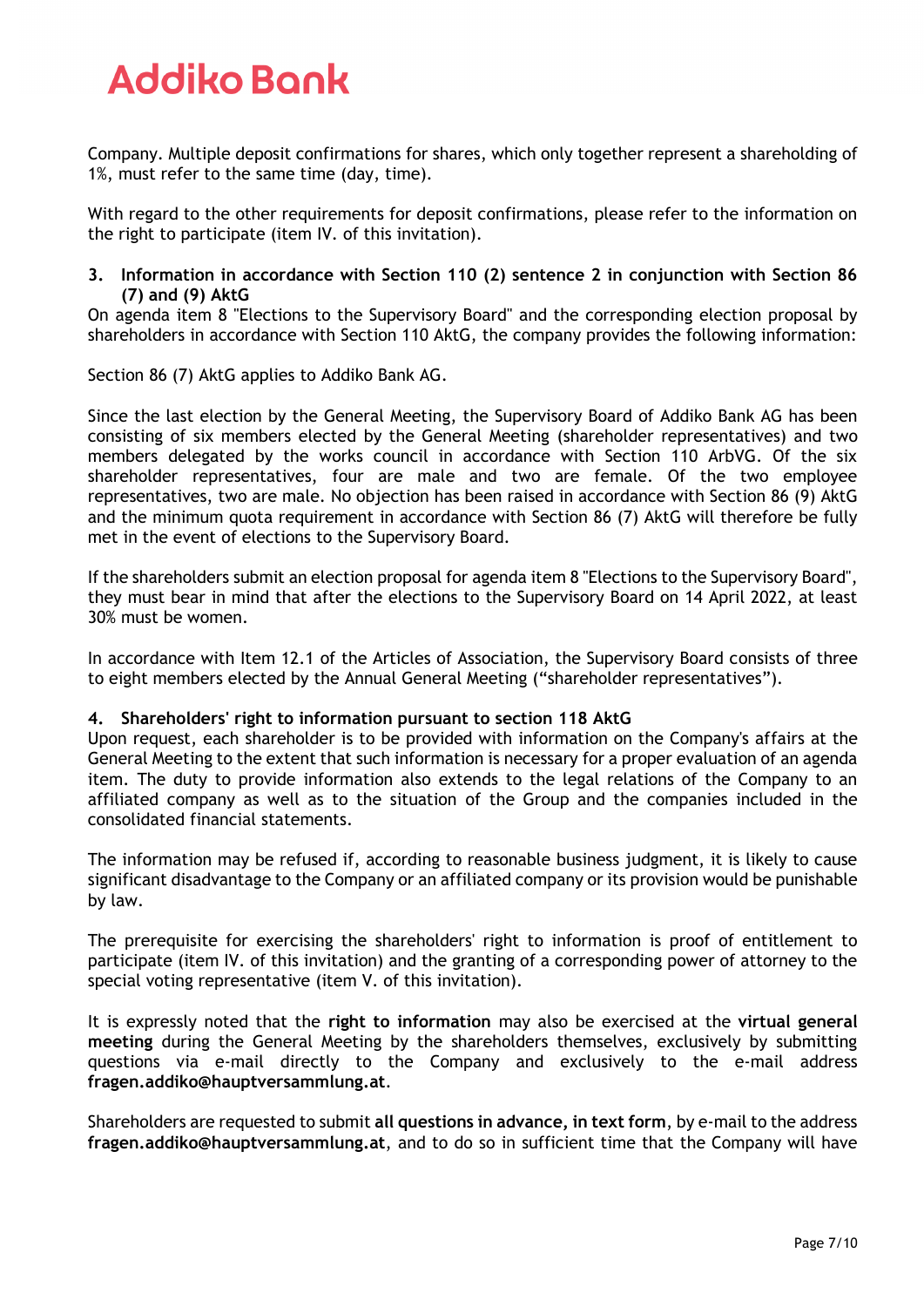Company. Multiple deposit confirmations for shares, which only together represent a shareholding of 1%, must refer to the same time (day, time).

With regard to the other requirements for deposit confirmations, please refer to the information on the right to participate (item IV. of this invitation).

**3. Information in accordance with Section 110 (2) sentence 2 in conjunction with Section 86 (7) and (9) AktG**

On agenda item 8 "Elections to the Supervisory Board" and the corresponding election proposal by shareholders in accordance with Section 110 AktG, the company provides the following information:

Section 86 (7) AktG applies to Addiko Bank AG.

Since the last election by the General Meeting, the Supervisory Board of Addiko Bank AG has been consisting of six members elected by the General Meeting (shareholder representatives) and two members delegated by the works council in accordance with Section 110 ArbVG. Of the six shareholder representatives, four are male and two are female. Of the two employee representatives, two are male. No objection has been raised in accordance with Section 86 (9) AktG and the minimum quota requirement in accordance with Section 86 (7) AktG will therefore be fully met in the event of elections to the Supervisory Board.

If the shareholders submit an election proposal for agenda item 8 "Elections to the Supervisory Board", they must bear in mind that after the elections to the Supervisory Board on 14 April 2022, at least 30% must be women.

In accordance with Item 12.1 of the Articles of Association, the Supervisory Board consists of three to eight members elected by the Annual General Meeting ("shareholder representatives").

**4. Shareholders' right to information pursuant to section 118 AktG**

Upon request, each shareholder is to be provided with information on the Company's affairs at the General Meeting to the extent that such information is necessary for a proper evaluation of an agenda item. The duty to provide information also extends to the legal relations of the Company to an affiliated company as well as to the situation of the Group and the companies included in the consolidated financial statements.

The information may be refused if, according to reasonable business judgment, it is likely to cause significant disadvantage to the Company or an affiliated company or its provision would be punishable by law.

The prerequisite for exercising the shareholders' right to information is proof of entitlement to participate (item IV. of this invitation) and the granting of a corresponding power of attorney to the special voting representative (item V. of this invitation).

It is expressly noted that the **right to information** may also be exercised at the **virtual general meeting** during the General Meeting by the shareholders themselves, exclusively by submitting questions via e-mail directly to the Company and exclusively to the e-mail address **fragen.addiko@hauptversammlung.at**.

Shareholders are requested to submit **all questions in advance, in text form**, by e-mail to the address **fragen.addiko@hauptversammlung.at**, and to do so in sufficient time that the Company will have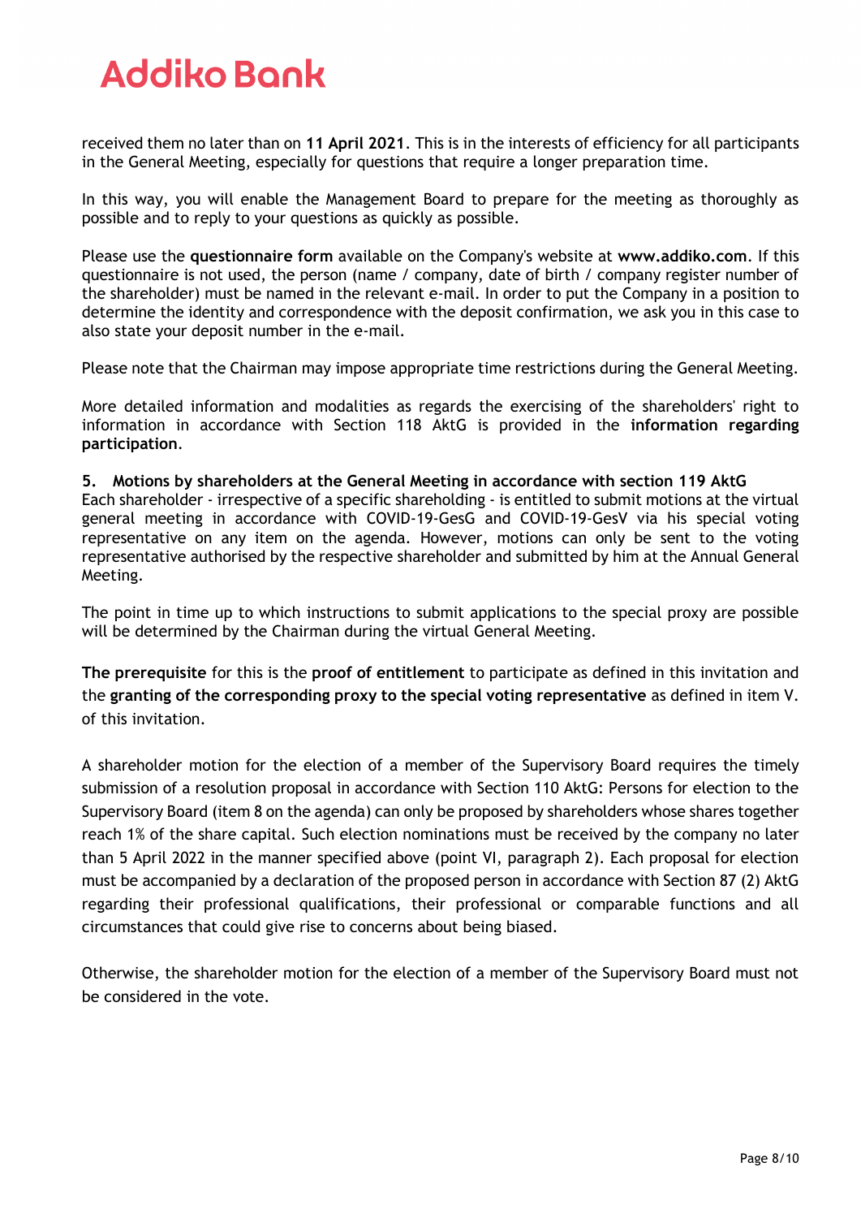received them no later than on **11 April 2021**. This is in the interests of efficiency for all participants in the General Meeting, especially for questions that require a longer preparation time.

In this way, you will enable the Management Board to prepare for the meeting as thoroughly as possible and to reply to your questions as quickly as possible.

Please use the **questionnaire form** available on the Company's website at **www.addiko.com**. If this questionnaire is not used, the person (name / company, date of birth / company register number of the shareholder) must be named in the relevant e-mail. In order to put the Company in a position to determine the identity and correspondence with the deposit confirmation, we ask you in this case to also state your deposit number in the e-mail.

Please note that the Chairman may impose appropriate time restrictions during the General Meeting.

More detailed information and modalities as regards the exercising of the shareholders' right to information in accordance with Section 118 AktG is provided in the **information regarding participation**.

**5. Motions by shareholders at the General Meeting in accordance with section 119 AktG**

Each shareholder - irrespective of a specific shareholding - is entitled to submit motions at the virtual general meeting in accordance with COVID-19-GesG and COVID-19-GesV via his special voting representative on any item on the agenda. However, motions can only be sent to the voting representative authorised by the respective shareholder and submitted by him at the Annual General Meeting.

The point in time up to which instructions to submit applications to the special proxy are possible will be determined by the Chairman during the virtual General Meeting.

**The prerequisite** for this is the **proof of entitlement** to participate as defined in this invitation and the **granting of the corresponding proxy to the special voting representative** as defined in item V. of this invitation.

A shareholder motion for the election of a member of the Supervisory Board requires the timely submission of a resolution proposal in accordance with Section 110 AktG: Persons for election to the Supervisory Board (item 8 on the agenda) can only be proposed by shareholders whose shares together reach 1% of the share capital. Such election nominations must be received by the company no later than 5 April 2022 in the manner specified above (point VI, paragraph 2). Each proposal for election must be accompanied by a declaration of the proposed person in accordance with Section 87 (2) AktG regarding their professional qualifications, their professional or comparable functions and all circumstances that could give rise to concerns about being biased.

Otherwise, the shareholder motion for the election of a member of the Supervisory Board must not be considered in the vote.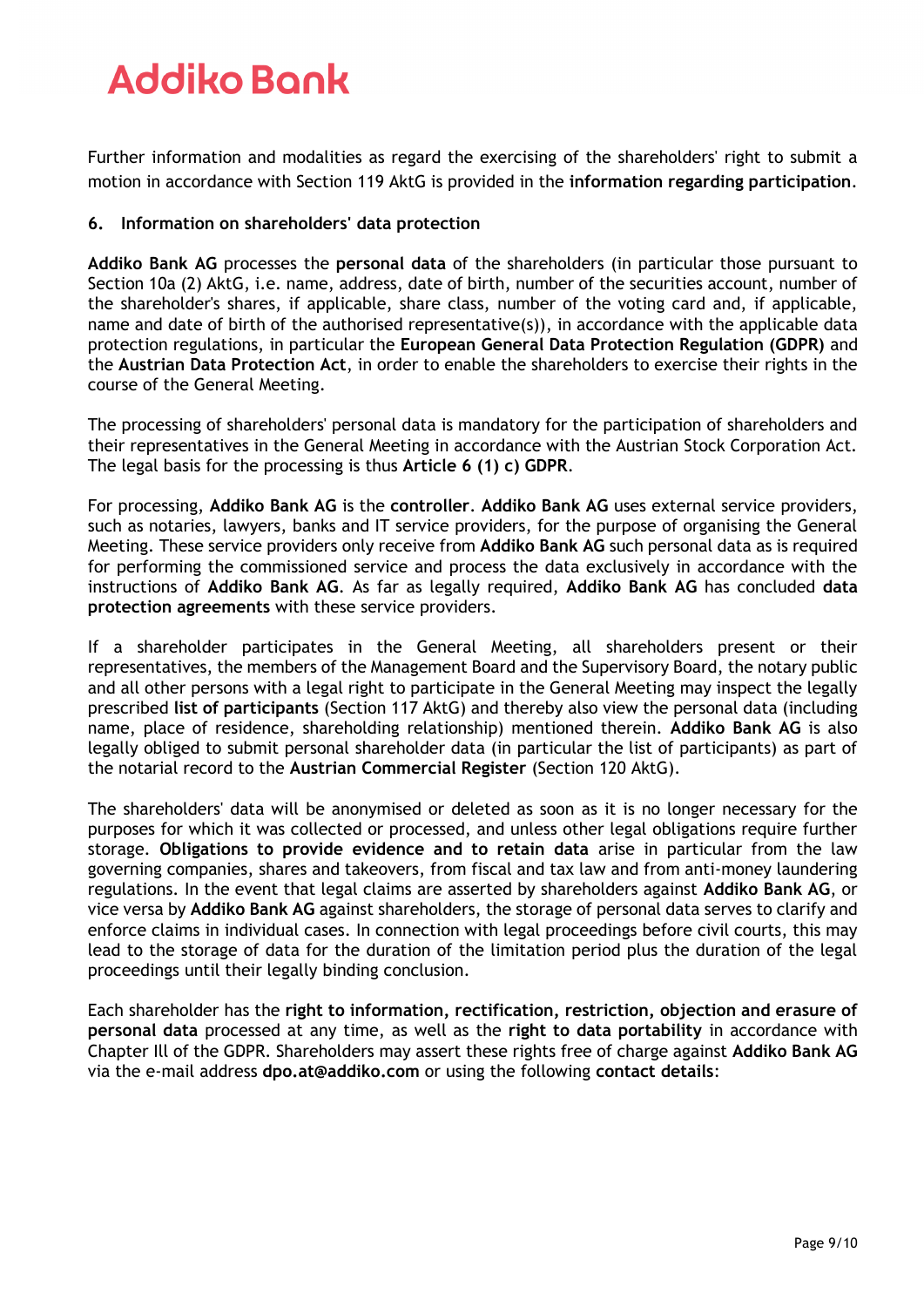Further information and modalities as regard the exercising of the shareholders' right to submit a motion in accordance with Section 119 AktG is provided in the **information regarding participation**.

## 6. Information on shareholders' data protection

**Addiko Bank AG** processes the **personal data** of the shareholders (in particular those pursuant to Section 10a (2) AktG, i.e. name, address, date of birth, number of the securities account, number of the shareholder's shares, if applicable, share class, number of the voting card and, if applicable, name and date of birth of the authorised representative(s)), in accordance with the applicable data protection regulations, in particular the **European General Data Protection Regulation (GDPR)** and the **Austrian Data Protection Act**, in order to enable the shareholders to exercise their rights in the course of the General Meeting.

The processing of shareholders' personal data is mandatory for the participation of shareholders and their representatives in the General Meeting in accordance with the Austrian Stock Corporation Act. The legal basis for the processing is thus **Article 6 (1) c) GDPR**.

For processing, **Addiko Bank AG** is the **controller**. **Addiko Bank AG** uses external service providers, such as notaries, lawyers, banks and IT service providers, for the purpose of organising the General Meeting. These service providers only receive from **Addiko Bank AG** such personal data as is required for performing the commissioned service and process the data exclusively in accordance with the instructions of **Addiko Bank AG**. As far as legally required, **Addiko Bank AG** has concluded **data protection agreements** with these service providers.

If a shareholder participates in the General Meeting, all shareholders present or their representatives, the members of the Management Board and the Supervisory Board, the notary public and all other persons with a legal right to participate in the General Meeting may inspect the legally prescribed **list of participants** (Section 117 AktG) and thereby also view the personal data (including name, place of residence, shareholding relationship) mentioned therein. **Addiko Bank AG** is also legally obliged to submit personal shareholder data (in particular the list of participants) as part of the notarial record to the **Austrian Commercial Register** (Section 120 AktG).

The shareholders' data will be anonymised or deleted as soon as it is no longer necessary for the purposes for which it was collected or processed, and unless other legal obligations require further storage. **Obligations to provide evidence and to retain data** arise in particular from the law governing companies, shares and takeovers, from fiscal and tax law and from anti-money laundering regulations. In the event that legal claims are asserted by shareholders against **Addiko Bank AG**, or vice versa by **Addiko Bank AG** against shareholders, the storage of personal data serves to clarify and enforce claims in individual cases. In connection with legal proceedings before civil courts, this may lead to the storage of data for the duration of the limitation period plus the duration of the legal proceedings until their legally binding conclusion.

Each shareholder has the **right to information, rectification, restriction, objection and erasure of personal data** processed at any time, as well as the **right to data portability** in accordance with Chapter Ill of the GDPR. Shareholders may assert these rights free of charge against **Addiko Bank AG** via the e-mail address **dpo.at@addiko.com** or using the following **contact details**: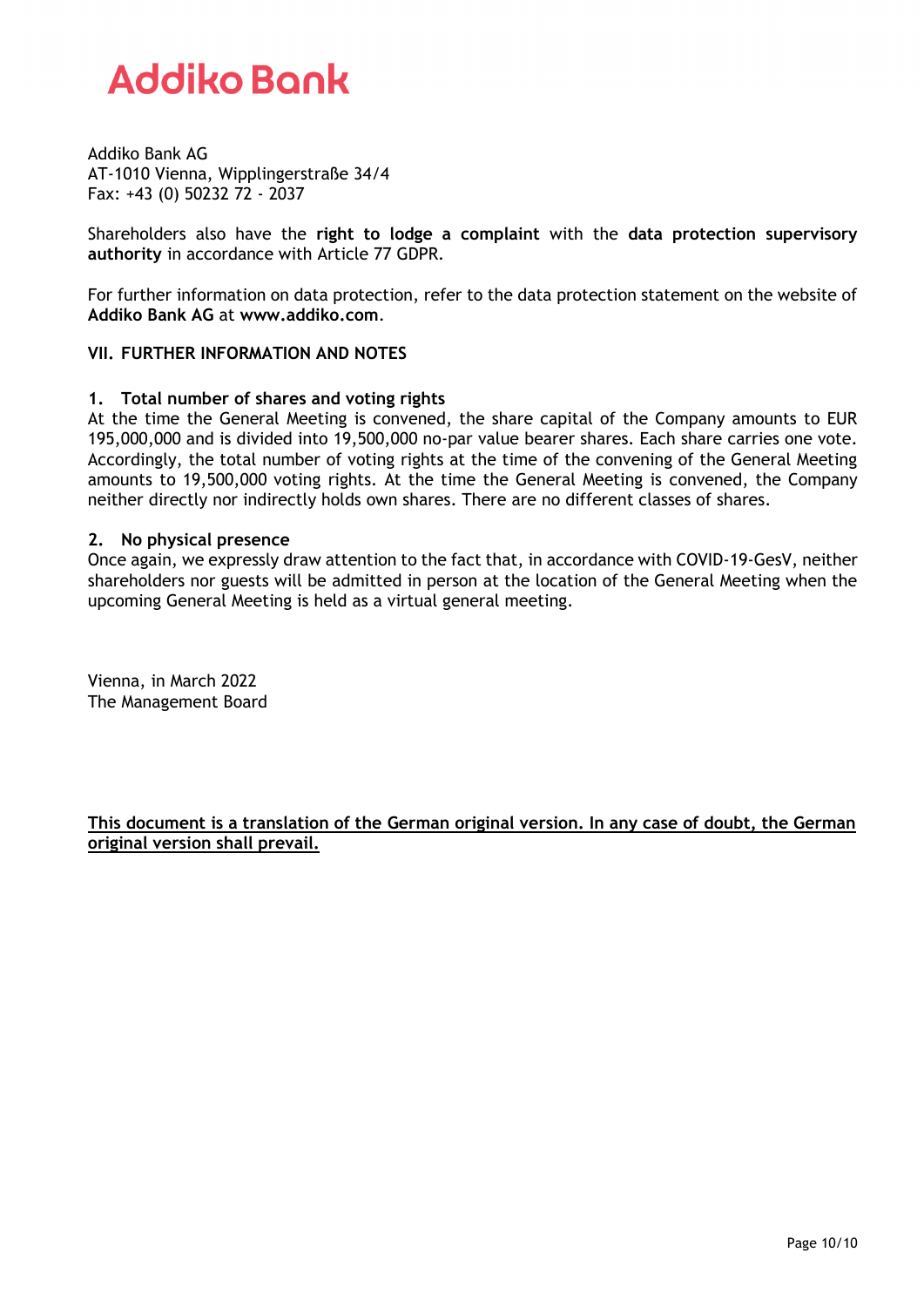Addiko Bank AG
AT-1010 Vienna, Wipplingerstraße 34/4
Fax: +43 (0) 50232 72 - 2037

Shareholders also have the **right to lodge a complaint** with the **data protection supervisory authority** in accordance with Article 77 GDPR.

For further information on data protection, refer to the data protection statement on the website of **Addiko Bank AG** at **www.addiko.com**.

## VII. FURTHER INFORMATION AND NOTES

### 1. Total number of shares and voting rights

At the time the General Meeting is convened, the share capital of the Company amounts to EUR 195,000,000 and is divided into 19,500,000 no-par value bearer shares. Each share carries one vote. Accordingly, the total number of voting rights at the time of the convening of the General Meeting amounts to 19,500,000 voting rights. At the time the General Meeting is convened, the Company neither directly nor indirectly holds own shares. There are no different classes of shares.

### 2. No physical presence

Once again, we expressly draw attention to the fact that, in accordance with COVID-19-GesV, neither shareholders nor guests will be admitted in person at the location of the General Meeting when the upcoming General Meeting is held as a virtual general meeting.

Vienna, in March 2022
The Management Board

**This document is a translation of the German original version. In any case of doubt, the German original version shall prevail.**